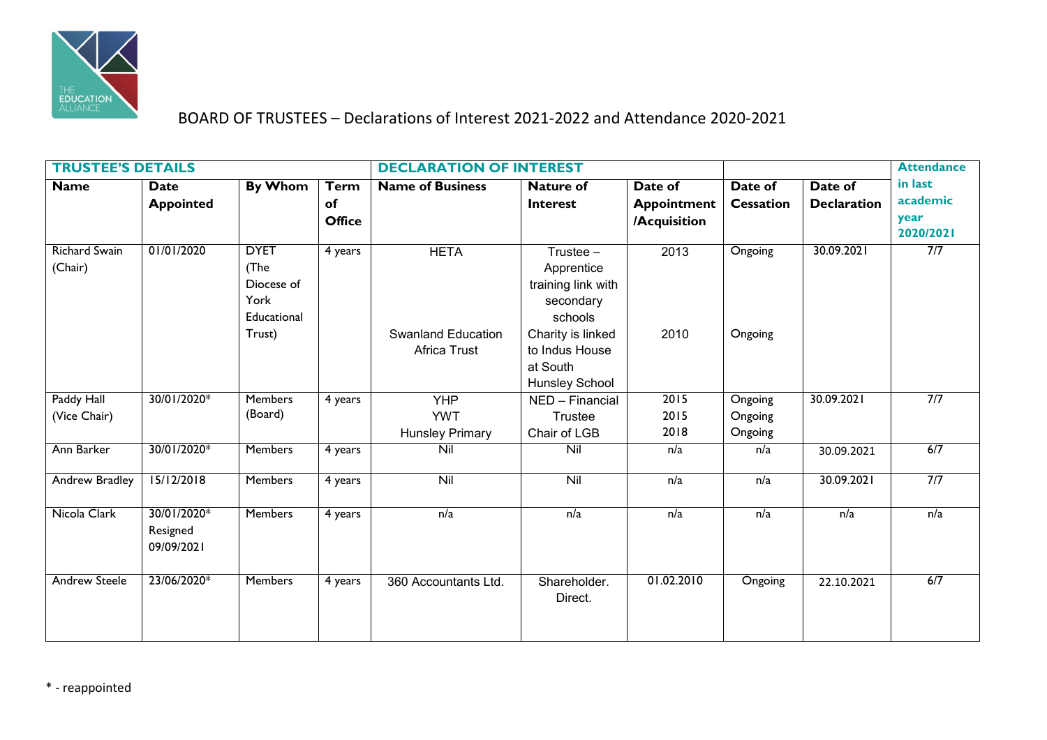# BOARD OF TRUSTEES – Declarations of Interest 2021-2022 and Attendance 2020-2021

| TRUSTEE'S DETAILS | | | | DECLARATION OF INTEREST | | | | | Attendance in last academic year 2020/2021 |
|---|---|---|---|---|---|---|---|---|---|
| **Name** | **Date Appointed** | **By Whom** | **Term of Office** | **Name of Business** | **Nature of Interest** | **Date of Appointment /Acquisition** | **Date of Cessation** | **Date of Declaration** | |
| Richard Swain (Chair) | 01/01/2020 | DYET (The Diocese of York Educational Trust) | 4 years | HETA<br><br>Swanland Education Africa Trust | Trustee – Apprentice training link with secondary schools<br>Charity is linked to Indus House at South Hunsley School | 2013<br><br>2010 | Ongoing<br><br>Ongoing | 30.09.2021 | 7/7 |
| Paddy Hall (Vice Chair) | 30/01/2020* | Members (Board) | 4 years | YHP<br>YWT<br>Hunsley Primary | NED – Financial<br>Trustee<br>Chair of LGB | 2015<br>2015<br>2018 | Ongoing<br>Ongoing<br>Ongoing | 30.09.2021 | 7/7 |
| Ann Barker | 30/01/2020* | Members | 4 years | Nil | Nil | n/a | n/a | 30.09.2021 | 6/7 |
| Andrew Bradley | 15/12/2018 | Members | 4 years | Nil | Nil | n/a | n/a | 30.09.2021 | 7/7 |
| Nicola Clark | 30/01/2020*<br>Resigned 09/09/2021 | Members | 4 years | n/a | n/a | n/a | n/a | n/a | n/a |
| Andrew Steele | 23/06/2020* | Members | 4 years | 360 Accountants Ltd. | Shareholder. Direct. | 01.02.2010 | Ongoing | 22.10.2021 | 6/7 |

\* - reappointed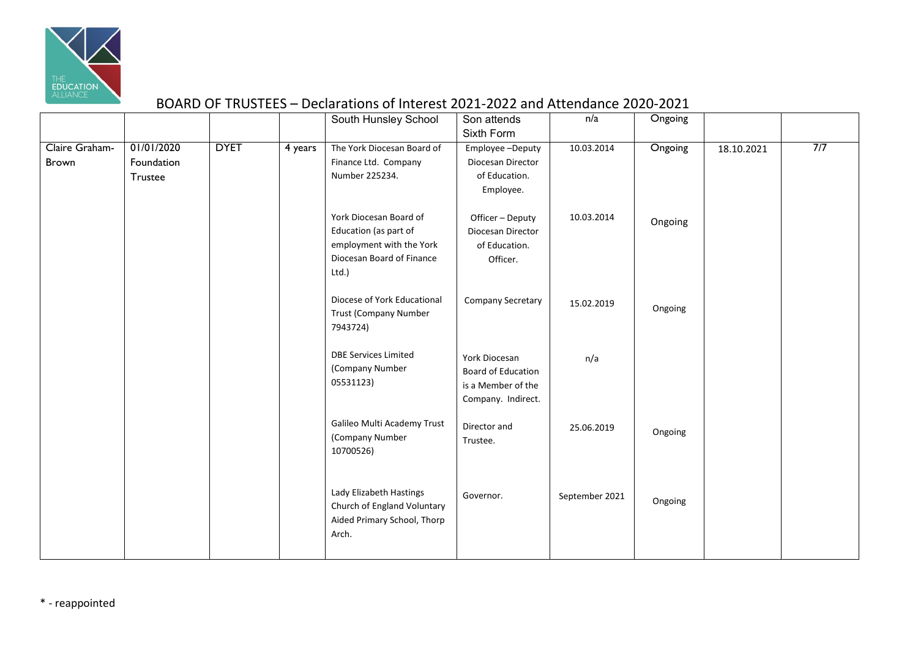## BOARD OF TRUSTEES – Declarations of Interest 2021-2022 and Attendance 2020-2021

| | | | | | | | | | |
|---|---|---|---|---|---|---|---|---|---|
| | | | | South Hunsley School | Son attends Sixth Form | n/a | Ongoing | | |
| Claire Graham-Brown | 01/01/2020 Foundation Trustee | DYET | 4 years | The York Diocesan Board of Finance Ltd. Company Number 225234. | Employee –Deputy Diocesan Director of Education. Employee. | 10.03.2014 | Ongoing | 18.10.2021 | 7/7 |
| | | | | York Diocesan Board of Education (as part of employment with the York Diocesan Board of Finance Ltd.) | Officer – Deputy Diocesan Director of Education. Officer. | 10.03.2014 | Ongoing | | |
| | | | | Diocese of York Educational Trust (Company Number 7943724) | Company Secretary | 15.02.2019 | Ongoing | | |
| | | | | DBE Services Limited (Company Number 05531123) | York Diocesan Board of Education is a Member of the Company. Indirect. | n/a | | | |
| | | | | Galileo Multi Academy Trust (Company Number 10700526) | Director and Trustee. | 25.06.2019 | Ongoing | | |
| | | | | Lady Elizabeth Hastings Church of England Voluntary Aided Primary School, Thorp Arch. | Governor. | September 2021 | Ongoing | | |

* - reappointed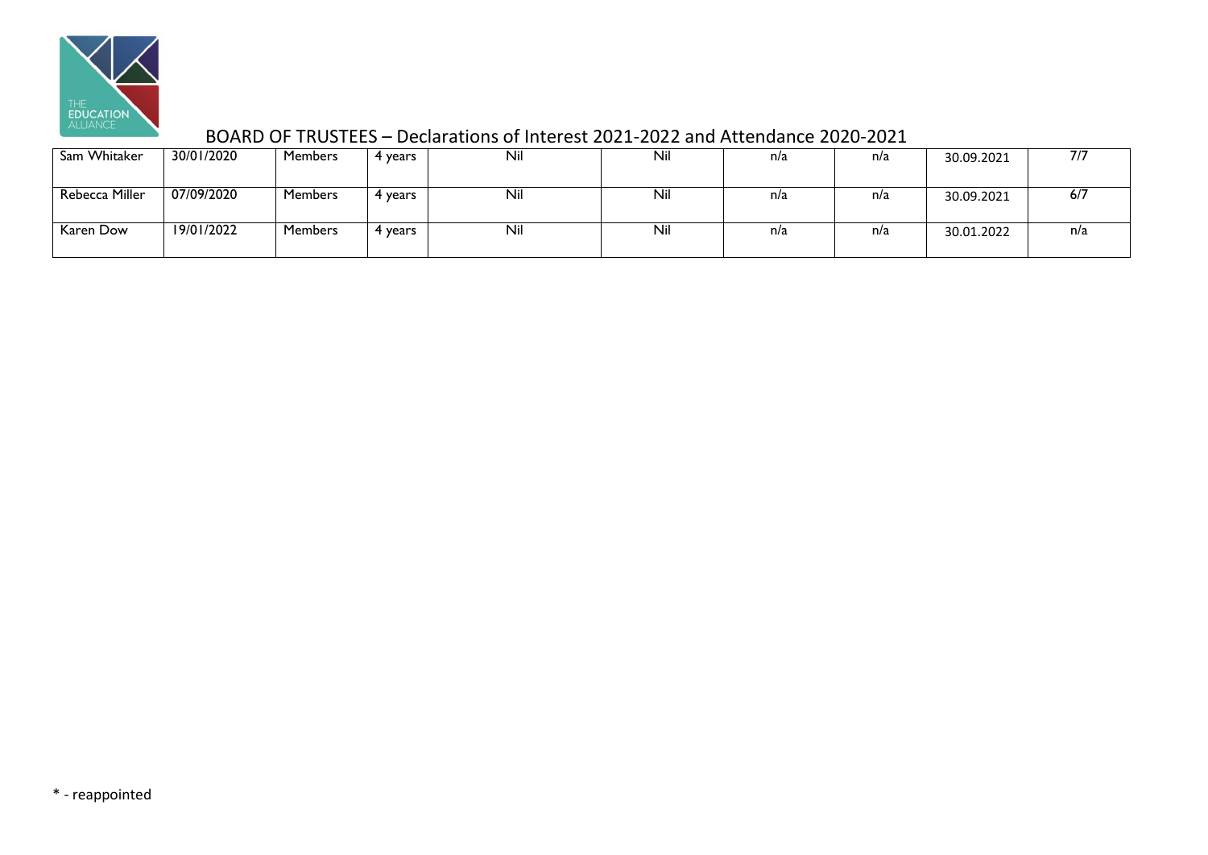# BOARD OF TRUSTEES – Declarations of Interest 2021-2022 and Attendance 2020-2021

| | | | | | | | | | |
|---|---|---|---|---|---|---|---|---|---|
| Sam Whitaker | 30/01/2020 | Members | 4 years | Nil | Nil | n/a | n/a | 30.09.2021 | 7/7 |
| Rebecca Miller | 07/09/2020 | Members | 4 years | Nil | Nil | n/a | n/a | 30.09.2021 | 6/7 |
| Karen Dow | 19/01/2022 | Members | 4 years | Nil | Nil | n/a | n/a | 30.01.2022 | n/a |

\* - reappointed